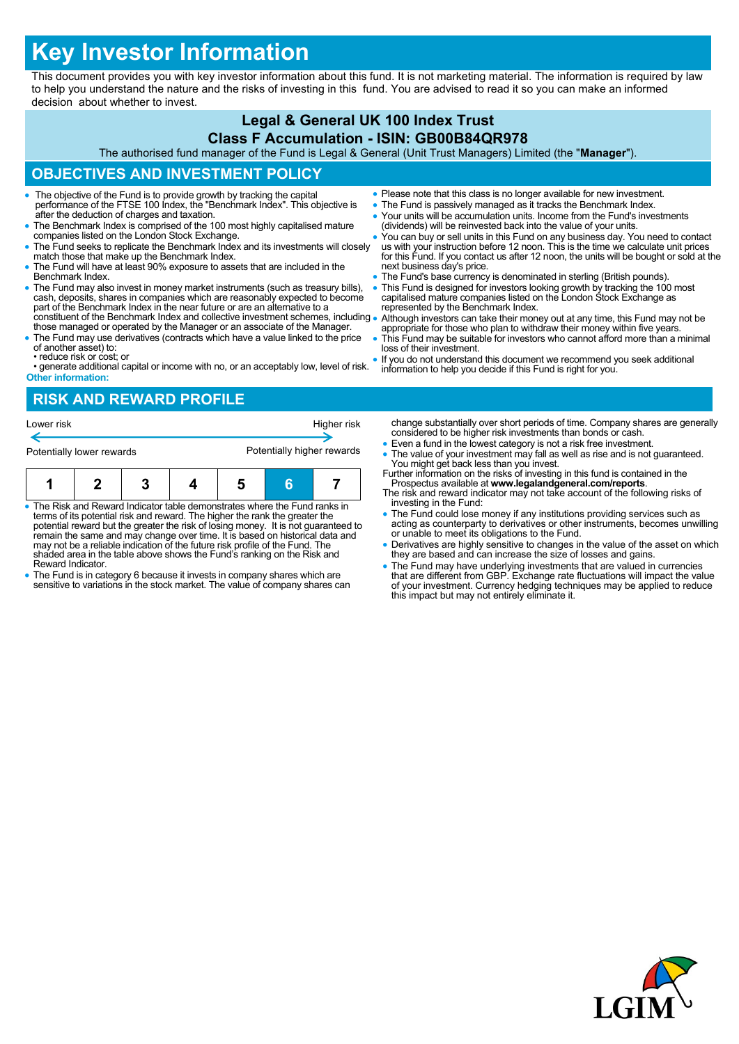# Key Investor Information

This document provides you with key investor information about this fund. It is not marketing material. The information is required by law to help you understand the nature and the risks of investing in this fund. You are advised to read it so you can make an informed decision about whether to invest.

## Legal & General UK 100 Index Trust

## Class F Accumulation - ISIN: GB00B84QR978

The authorised fund manager of the Fund is Legal & General (Unit Trust Managers) Limited (the "**Manager**").

## OBJECTIVES AND INVESTMENT POLICY

- The objective of the Fund is to provide growth by tracking the capital performance of the FTSE 100 Index, the "Benchmark Index". This objective is after the deduction of charges and taxation.
- The Benchmark Index is comprised of the 100 most highly capitalised mature companies listed on the London Stock Exchange.
- The Fund seeks to replicate the Benchmark Index and its investments will closely match those that make up the Benchmark Index.
- The Fund will have at least 90% exposure to assets that are included in the Benchmark Index.
- The Fund may also invest in money market instruments (such as treasury bills), cash, deposits, shares in companies which are reasonably expected to become part of the Benchmark Index in the near future or are an alternative to a constituent of the Benchmark Index and collective investment schemes, including those managed or operated by the Manager or an associate of the Manager.
- The Fund may use derivatives (contracts which have a value linked to the price of another asset) to:
  - • reduce risk or cost; or
  - • generate additional capital or income with no, or an acceptably low, level of risk.

**Other information:**

- Please note that this class is no longer available for new investment.
- The Fund is passively managed as it tracks the Benchmark Index.
- Your units will be accumulation units. Income from the Fund's investments (dividends) will be reinvested back into the value of your units.
- You can buy or sell units in this Fund on any business day. You need to contact us with your instruction before 12 noon. This is the time we calculate unit prices for this Fund. If you contact us after 12 noon, the units will be bought or sold at the next business day's price.
- The Fund's base currency is denominated in sterling (British pounds).
- This Fund is designed for investors looking growth by tracking the 100 most capitalised mature companies listed on the London Stock Exchange as represented by the Benchmark Index.
- Although investors can take their money out at any time, this Fund may not be appropriate for those who plan to withdraw their money within five years.
- This Fund may be suitable for investors who cannot afford more than a minimal loss of their investment.
- If you do not understand this document we recommend you seek additional information to help you decide if this Fund is right for you.

## RISK AND REWARD PROFILE

Lower risk ← → Higher risk

Potentially lower rewards ← → Potentially higher rewards

| 1 | 2 | 3 | 4 | 5 | **6** | 7 |
|---|---|---|---|---|---|---|

- The Risk and Reward Indicator table demonstrates where the Fund ranks in terms of its potential risk and reward. The higher the rank the greater the potential reward but the greater the risk of losing money. It is not guaranteed to remain the same and may change over time. It is based on historical data and may not be a reliable indication of the future risk profile of the Fund. The shaded area in the table above shows the Fund's ranking on the Risk and Reward Indicator.
- The Fund is in category 6 because it invests in company shares which are sensitive to variations in the stock market. The value of company shares can change substantially over short periods of time. Company shares are generally considered to be higher risk investments than bonds or cash.
- Even a fund in the lowest category is not a risk free investment.
- The value of your investment may fall as well as rise and is not guaranteed. You might get back less than you invest.

Further information on the risks of investing in this fund is contained in the Prospectus available at **www.legalandgeneral.com/reports**.

The risk and reward indicator may not take account of the following risks of investing in the Fund:

- The Fund could lose money if any institutions providing services such as acting as counterparty to derivatives or other instruments, becomes unwilling or unable to meet its obligations to the Fund.
- Derivatives are highly sensitive to changes in the value of the asset on which they are based and can increase the size of losses and gains.
- The Fund may have underlying investments that are valued in currencies that are different from GBP. Exchange rate fluctuations will impact the value of your investment. Currency hedging techniques may be applied to reduce this impact but may not entirely eliminate it.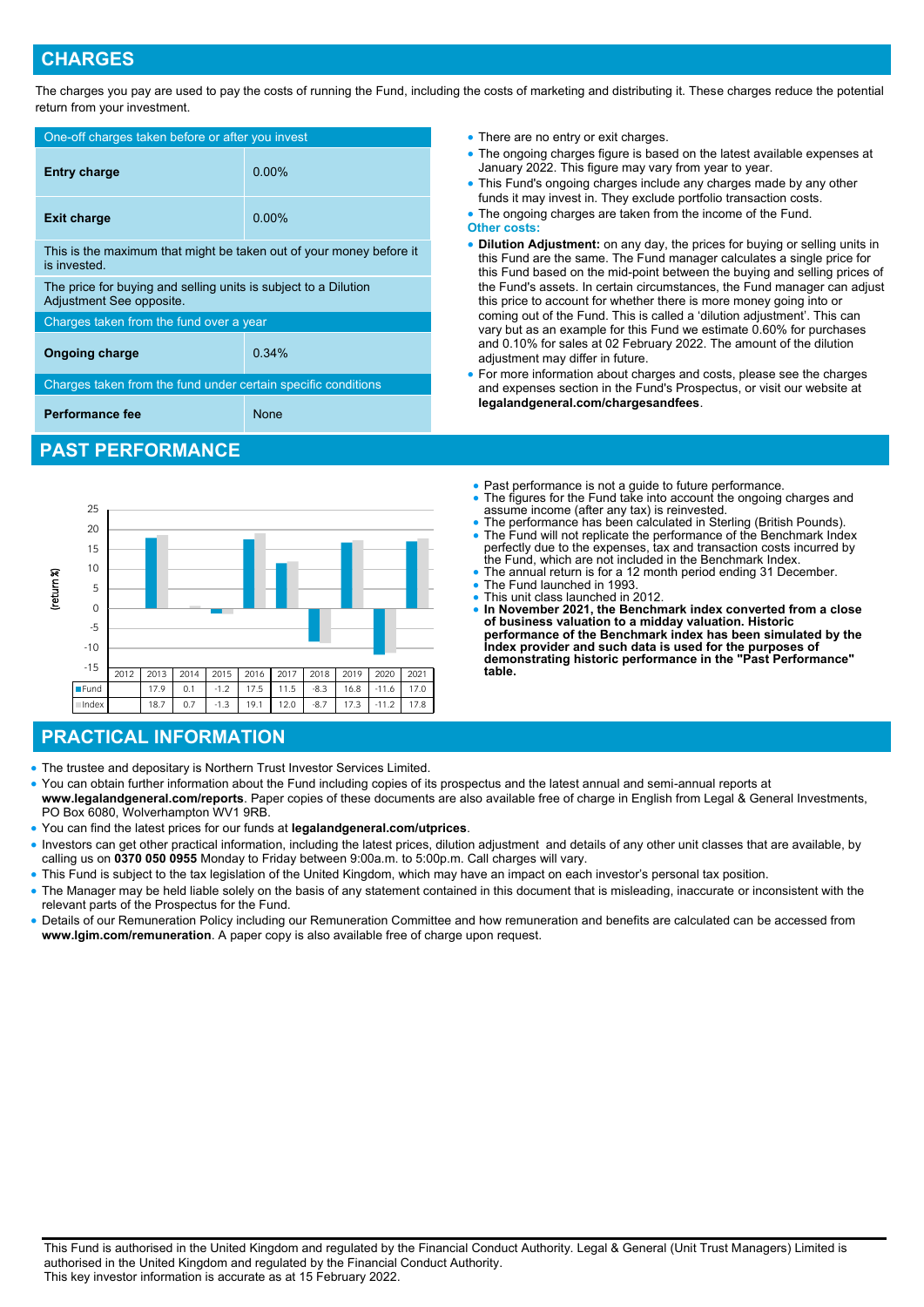## CHARGES

The charges you pay are used to pay the costs of running the Fund, including the costs of marketing and distributing it. These charges reduce the potential return from your investment.

| One-off charges taken before or after you invest | |
|---|---|
| **Entry charge** | 0.00% |
| **Exit charge** | 0.00% |
| This is the maximum that might be taken out of your money before it is invested. | |
| The price for buying and selling units is subject to a Dilution Adjustment See opposite. | |
| Charges taken from the fund over a year | |
| **Ongoing charge** | 0.34% |
| Charges taken from the fund under certain specific conditions | |
| **Performance fee** | None |

- There are no entry or exit charges.
- The ongoing charges figure is based on the latest available expenses at January 2022. This figure may vary from year to year.
- This Fund's ongoing charges include any charges made by any other funds it may invest in. They exclude portfolio transaction costs.
- The ongoing charges are taken from the income of the Fund.

**Other costs:**

- **Dilution Adjustment:** on any day, the prices for buying or selling units in this Fund are the same. The Fund manager calculates a single price for this Fund based on the mid-point between the buying and selling prices of the Fund's assets. In certain circumstances, the Fund manager can adjust this price to account for whether there is more money going into or coming out of the Fund. This is called a 'dilution adjustment'. This can vary but as an example for this Fund we estimate 0.60% for purchases and 0.10% for sales at 02 February 2022. The amount of the dilution adjustment may differ in future.
- For more information about charges and costs, please see the charges and expenses section in the Fund's Prospectus, or visit our website at **legalandgeneral.com/chargesandfees**.

## PAST PERFORMANCE

(return %)

25
20
15
10
5
0
-5
-10
-15

| | 2012 | 2013 | 2014 | 2015 | 2016 | 2017 | 2018 | 2019 | 2020 | 2021 |
|---|---|---|---|---|---|---|---|---|---|---|
| Fund | | 17.9 | 0.1 | -1.2 | 17.5 | 11.5 | -8.3 | 16.8 | -11.6 | 17.0 |
| Index | | 18.7 | 0.7 | -1.3 | 19.1 | 12.0 | -8.7 | 17.3 | -11.2 | 17.8 |

- Past performance is not a guide to future performance.
- The figures for the Fund take into account the ongoing charges and assume income (after any tax) is reinvested.
- The performance has been calculated in Sterling (British Pounds).
- The Fund will not replicate the performance of the Benchmark Index perfectly due to the expenses, tax and transaction costs incurred by the Fund, which are not included in the Benchmark Index.
- The annual return is for a 12 month period ending 31 December.
- The Fund launched in 1993.
- This unit class launched in 2012.
- **In November 2021, the Benchmark index converted from a close of business valuation to a midday valuation. Historic performance of the Benchmark index has been simulated by the Index provider and such data is used for the purposes of demonstrating historic performance in the "Past Performance" table.**

## PRACTICAL INFORMATION

- The trustee and depositary is Northern Trust Investor Services Limited.
- You can obtain further information about the Fund including copies of its prospectus and the latest annual and semi-annual reports at **www.legalandgeneral.com/reports**. Paper copies of these documents are also available free of charge in English from Legal & General Investments, PO Box 6080, Wolverhampton WV1 9RB.
- You can find the latest prices for our funds at **legalandgeneral.com/utprices**.
- Investors can get other practical information, including the latest prices, dilution adjustment and details of any other unit classes that are available, by calling us on **0370 050 0955** Monday to Friday between 9:00a.m. to 5:00p.m. Call charges will vary.
- This Fund is subject to the tax legislation of the United Kingdom, which may have an impact on each investor's personal tax position.
- The Manager may be held liable solely on the basis of any statement contained in this document that is misleading, inaccurate or inconsistent with the relevant parts of the Prospectus for the Fund.
- Details of our Remuneration Policy including our Remuneration Committee and how remuneration and benefits are calculated can be accessed from **www.lgim.com/remuneration**. A paper copy is also available free of charge upon request.

This Fund is authorised in the United Kingdom and regulated by the Financial Conduct Authority. Legal & General (Unit Trust Managers) Limited is authorised in the United Kingdom and regulated by the Financial Conduct Authority.
This key investor information is accurate as at 15 February 2022.